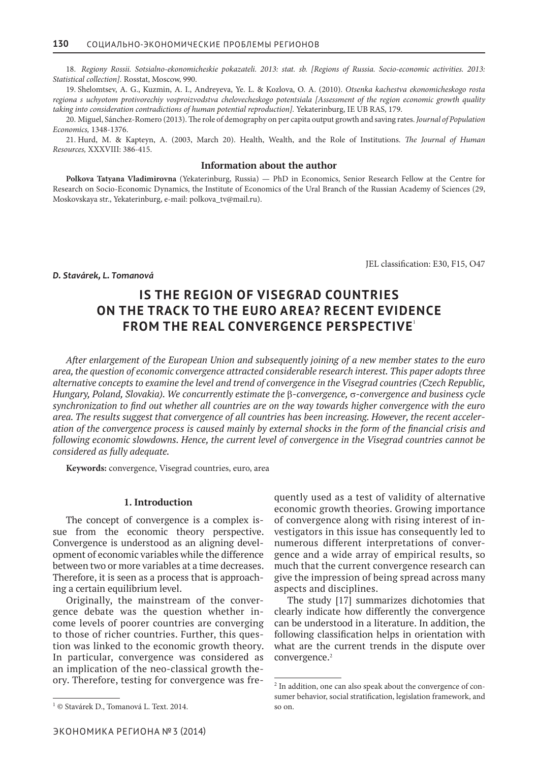18. *Regiony Rossii. Sotsialno-ekonomicheskie pokazateli. 2013: stat. sb. [Regions of Russia. Socio-economic activities. 2013: Statistical collection].* Rosstat, Moscow, 990.

19. Shelomtsev, A. G., Kuzmin, A. I., Andreyeva, Ye. L. & Kozlova, O. A. (2010). *Otsenka kachestva ekonomicheskogo rosta regiona s uchyotom protivorechiy vosproizvodstva chelovecheskogo potentsiala [Assessment of the region economic growth quality taking into consideration contradictions of human potential reproduction].* Yekaterinburg, IE UB RAS, 179.

20. Miguel, Sánchez-Romero (2013). The role of demography on per capita output growth and saving rates. *Journal of Population Economics,* 1348-1376.

21. Hurd, M. & Kapteyn, A. (2003, March 20). Health, Wealth, and the Role of Institutions. *The Journal of Human Resources,* XXXVIII: 386-415.

**Information about the author**

**Polkova Tatyana Vladimirovna** (Yekaterinburg, Russia) — PhD in Economics, Senior Research Fellow at the Centre for Research on Socio-Economic Dynamics, the Institute of Economics of the Ural Branch of the Russian Academy of Sciences (29, Moskovskaya str., Yekaterinburg, e-mail: polkova_tv@mail.ru).

JEL classification: E30, F15, O47

***D. Stavárek, L. Tomanová***

# IS THE REGION OF VISEGRAD COUNTRIES ON THE TRACK TO THE EURO AREA? RECENT EVIDENCE FROM THE REAL CONVERGENCE PERSPECTIVE[1]

*After enlargement of the European Union and subsequently joining of a new member states to the euro area, the question of economic convergence attracted considerable research interest. This paper adopts three alternative concepts to examine the level and trend of convergence in the Visegrad countries (Czech Republic, Hungary, Poland, Slovakia). We concurrently estimate the $\beta$-convergence, $\sigma$-convergence and business cycle synchronization to find out whether all countries are on the way towards higher convergence with the euro area. The results suggest that convergence of all countries has been increasing. However, the recent acceleration of the convergence process is caused mainly by external shocks in the form of the financial crisis and following economic slowdowns. Hence, the current level of convergence in the Visegrad countries cannot be considered as fully adequate.*

**Keywords:** convergence, Visegrad countries, euro, area

## 1. Introduction

The concept of convergence is a complex issue from the economic theory perspective. Convergence is understood as an aligning development of economic variables while the difference between two or more variables at a time decreases. Therefore, it is seen as a process that is approaching a certain equilibrium level.

Originally, the mainstream of the convergence debate was the question whether income levels of poorer countries are converging to those of richer countries. Further, this question was linked to the economic growth theory. In particular, convergence was considered as an implication of the neo-classical growth theory. Therefore, testing for convergence was frequently used as a test of validity of alternative economic growth theories. Growing importance of convergence along with rising interest of investigators in this issue has consequently led to numerous different interpretations of convergence and a wide array of empirical results, so much that the current convergence research can give the impression of being spread across many aspects and disciplines.

The study [17] summarizes dichotomies that clearly indicate how differently the convergence can be understood in a literature. In addition, the following classification helps in orientation with what are the current trends in the dispute over convergence.[2]

[1] © Stavárek D., Tomanová L. Text. 2014.

[2] In addition, one can also speak about the convergence of consumer behavior, social stratification, legislation framework, and so on.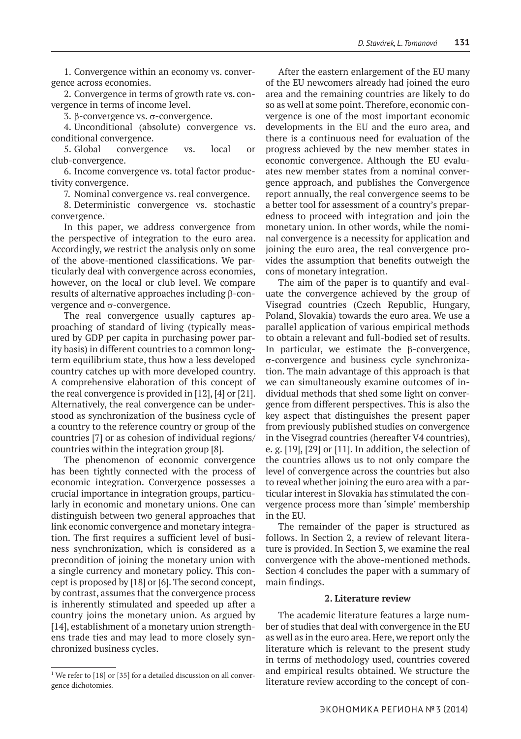1. Convergence within an economy vs. convergence across economies.

2. Convergence in terms of growth rate vs. convergence in terms of income level.

3. β-convergence vs. σ-convergence.

4. Unconditional (absolute) convergence vs. conditional convergence.

5. Global convergence vs. local or club-convergence.

6. Income convergence vs. total factor productivity convergence.

7. Nominal convergence vs. real convergence.

8. Deterministic convergence vs. stochastic convergence.[1]

In this paper, we address convergence from the perspective of integration to the euro area. Accordingly, we restrict the analysis only on some of the above-mentioned classifications. We particularly deal with convergence across economies, however, on the local or club level. We compare results of alternative approaches including β-convergence and σ-convergence.

The real convergence usually captures approaching of standard of living (typically measured by GDP per capita in purchasing power parity basis) in different countries to a common long-term equilibrium state, thus how a less developed country catches up with more developed country. A comprehensive elaboration of this concept of the real convergence is provided in [12], [4] or [21]. Alternatively, the real convergence can be understood as synchronization of the business cycle of a country to the reference country or group of the countries [7] or as cohesion of individual regions/countries within the integration group [8].

The phenomenon of economic convergence has been tightly connected with the process of economic integration. Convergence possesses a crucial importance in integration groups, particularly in economic and monetary unions. One can distinguish between two general approaches that link economic convergence and monetary integration. The first requires a sufficient level of business synchronization, which is considered as a precondition of joining the monetary union with a single currency and monetary policy. This concept is proposed by [18] or [6]. The second concept, by contrast, assumes that the convergence process is inherently stimulated and speeded up after a country joins the monetary union. As argued by [14], establishment of a monetary union strengthens trade ties and may lead to more closely synchronized business cycles.

After the eastern enlargement of the EU many of the EU newcomers already had joined the euro area and the remaining countries are likely to do so as well at some point. Therefore, economic convergence is one of the most important economic developments in the EU and the euro area, and there is a continuous need for evaluation of the progress achieved by the new member states in economic convergence. Although the EU evaluates new member states from a nominal convergence approach, and publishes the Convergence report annually, the real convergence seems to be a better tool for assessment of a country's preparedness to proceed with integration and join the monetary union. In other words, while the nominal convergence is a necessity for application and joining the euro area, the real convergence provides the assumption that benefits outweigh the cons of monetary integration.

The aim of the paper is to quantify and evaluate the convergence achieved by the group of Visegrad countries (Czech Republic, Hungary, Poland, Slovakia) towards the euro area. We use a parallel application of various empirical methods to obtain a relevant and full-bodied set of results. In particular, we estimate the β-convergence, σ-convergence and business cycle synchronization. The main advantage of this approach is that we can simultaneously examine outcomes of individual methods that shed some light on convergence from different perspectives. This is also the key aspect that distinguishes the present paper from previously published studies on convergence in the Visegrad countries (hereafter V4 countries), e. g. [19], [29] or [11]. In addition, the selection of the countries allows us to not only compare the level of convergence across the countries but also to reveal whether joining the euro area with a particular interest in Slovakia has stimulated the convergence process more than 'simple' membership in the EU.

The remainder of the paper is structured as follows. In Section 2, a review of relevant literature is provided. In Section 3, we examine the real convergence with the above-mentioned methods. Section 4 concludes the paper with a summary of main findings.

## 2. Literature review

The academic literature features a large number of studies that deal with convergence in the EU as well as in the euro area. Here, we report only the literature which is relevant to the present study in terms of methodology used, countries covered and empirical results obtained. We structure the literature review according to the concept of con-

[1] We refer to [18] or [35] for a detailed discussion on all convergence dichotomies.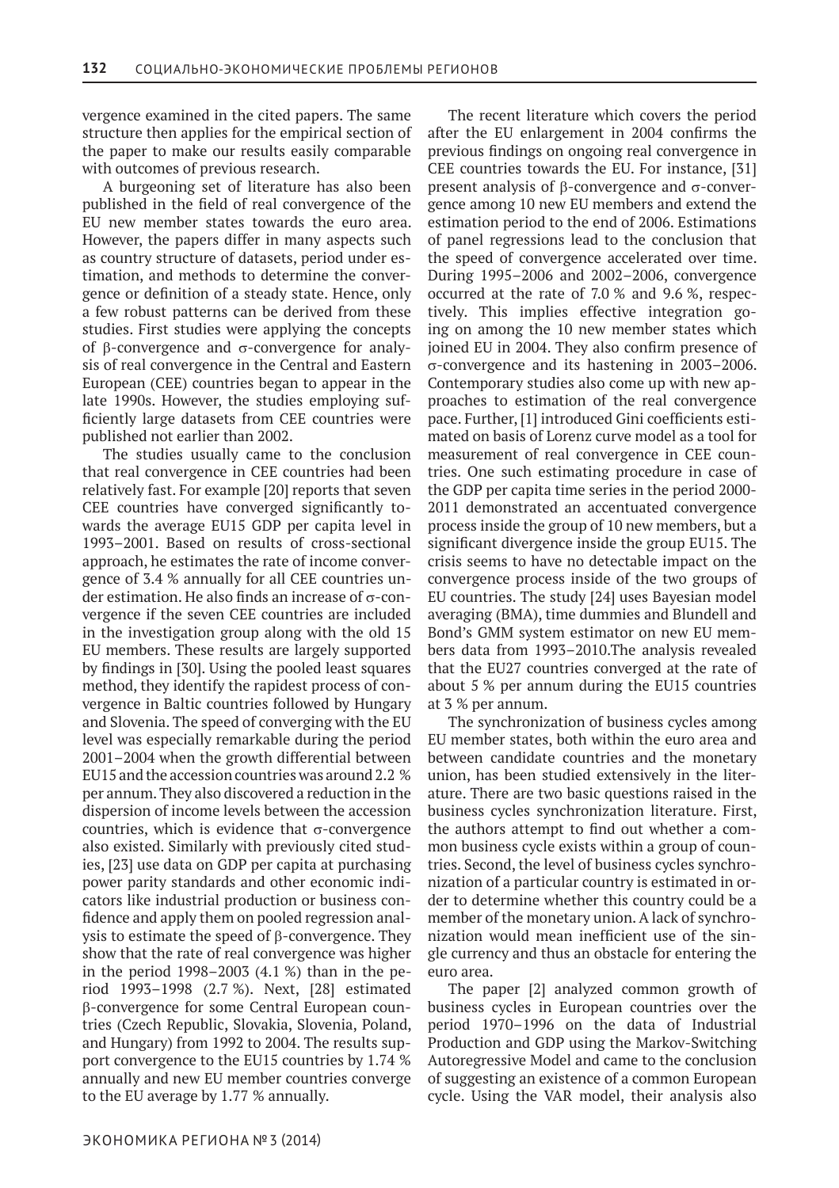vergence examined in the cited papers. The same structure then applies for the empirical section of the paper to make our results easily comparable with outcomes of previous research.

A burgeoning set of literature has also been published in the field of real convergence of the EU new member states towards the euro area. However, the papers differ in many aspects such as country structure of datasets, period under estimation, and methods to determine the convergence or definition of a steady state. Hence, only a few robust patterns can be derived from these studies. First studies were applying the concepts of β-convergence and σ-convergence for analysis of real convergence in the Central and Eastern European (CEE) countries began to appear in the late 1990s. However, the studies employing sufficiently large datasets from CEE countries were published not earlier than 2002.

The studies usually came to the conclusion that real convergence in CEE countries had been relatively fast. For example [20] reports that seven CEE countries have converged significantly towards the average EU15 GDP per capita level in 1993–2001. Based on results of cross-sectional approach, he estimates the rate of income convergence of 3.4 % annually for all CEE countries under estimation. He also finds an increase of σ-convergence if the seven CEE countries are included in the investigation group along with the old 15 EU members. These results are largely supported by findings in [30]. Using the pooled least squares method, they identify the rapidest process of convergence in Baltic countries followed by Hungary and Slovenia. The speed of converging with the EU level was especially remarkable during the period 2001–2004 when the growth differential between EU15 and the accession countries was around 2.2 % per annum. They also discovered a reduction in the dispersion of income levels between the accession countries, which is evidence that σ-convergence also existed. Similarly with previously cited studies, [23] use data on GDP per capita at purchasing power parity standards and other economic indicators like industrial production or business confidence and apply them on pooled regression analysis to estimate the speed of β-convergence. They show that the rate of real convergence was higher in the period 1998–2003 (4.1 %) than in the period 1993–1998 (2.7 %). Next, [28] estimated β-convergence for some Central European countries (Czech Republic, Slovakia, Slovenia, Poland, and Hungary) from 1992 to 2004. The results support convergence to the EU15 countries by 1.74 % annually and new EU member countries converge to the EU average by 1.77 % annually.

The recent literature which covers the period after the EU enlargement in 2004 confirms the previous findings on ongoing real convergence in CEE countries towards the EU. For instance, [31] present analysis of β-convergence and σ-convergence among 10 new EU members and extend the estimation period to the end of 2006. Estimations of panel regressions lead to the conclusion that the speed of convergence accelerated over time. During 1995–2006 and 2002–2006, convergence occurred at the rate of 7.0 % and 9.6 %, respectively. This implies effective integration going on among the 10 new member states which joined EU in 2004. They also confirm presence of σ-convergence and its hastening in 2003–2006. Contemporary studies also come up with new approaches to estimation of the real convergence pace. Further, [1] introduced Gini coefficients estimated on basis of Lorenz curve model as a tool for measurement of real convergence in CEE countries. One such estimating procedure in case of the GDP per capita time series in the period 2000-2011 demonstrated an accentuated convergence process inside the group of 10 new members, but a significant divergence inside the group EU15. The crisis seems to have no detectable impact on the convergence process inside of the two groups of EU countries. The study [24] uses Bayesian model averaging (BMA), time dummies and Blundell and Bond's GMM system estimator on new EU members data from 1993–2010.The analysis revealed that the EU27 countries converged at the rate of about 5 % per annum during the EU15 countries at 3 % per annum.

The synchronization of business cycles among EU member states, both within the euro area and between candidate countries and the monetary union, has been studied extensively in the literature. There are two basic questions raised in the business cycles synchronization literature. First, the authors attempt to find out whether a common business cycle exists within a group of countries. Second, the level of business cycles synchronization of a particular country is estimated in order to determine whether this country could be a member of the monetary union. A lack of synchronization would mean inefficient use of the single currency and thus an obstacle for entering the euro area.

The paper [2] analyzed common growth of business cycles in European countries over the period 1970–1996 on the data of Industrial Production and GDP using the Markov-Switching Autoregressive Model and came to the conclusion of suggesting an existence of a common European cycle. Using the VAR model, their analysis also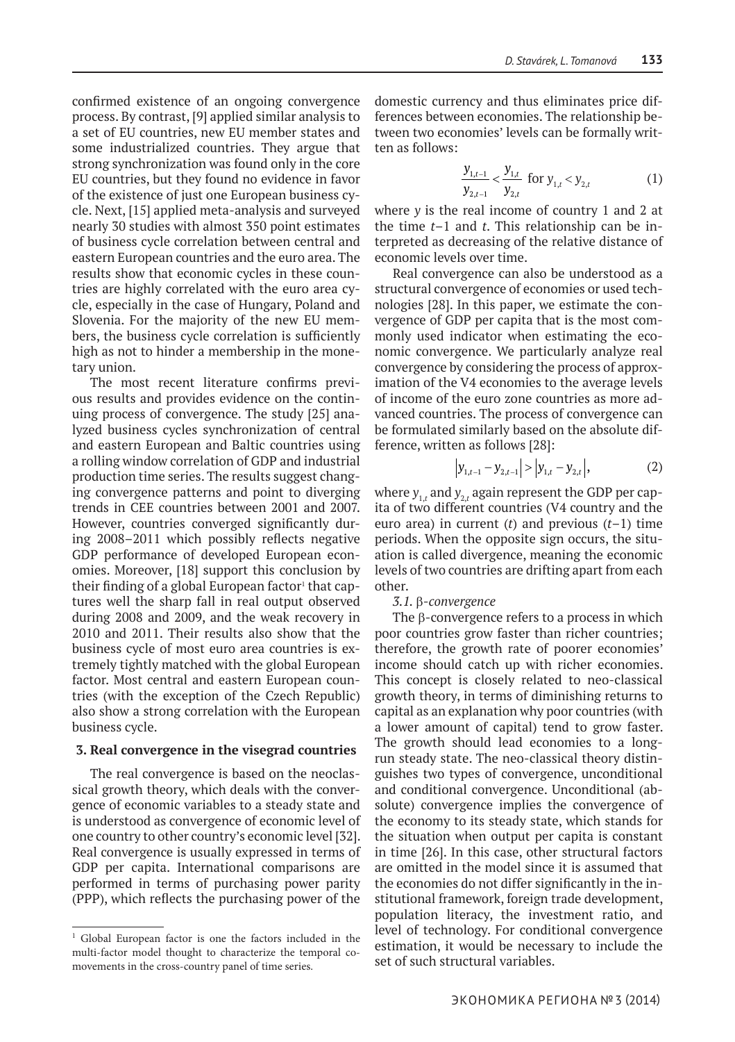confirmed existence of an ongoing convergence process. By contrast, [9] applied similar analysis to a set of EU countries, new EU member states and some industrialized countries. They argue that strong synchronization was found only in the core EU countries, but they found no evidence in favor of the existence of just one European business cycle. Next, [15] applied meta-analysis and surveyed nearly 30 studies with almost 350 point estimates of business cycle correlation between central and eastern European countries and the euro area. The results show that economic cycles in these countries are highly correlated with the euro area cycle, especially in the case of Hungary, Poland and Slovenia. For the majority of the new EU members, the business cycle correlation is sufficiently high as not to hinder a membership in the monetary union.

The most recent literature confirms previous results and provides evidence on the continuing process of convergence. The study [25] analyzed business cycles synchronization of central and eastern European and Baltic countries using a rolling window correlation of GDP and industrial production time series. The results suggest changing convergence patterns and point to diverging trends in CEE countries between 2001 and 2007. However, countries converged significantly during 2008–2011 which possibly reflects negative GDP performance of developed European economies. Moreover, [18] support this conclusion by their finding of a global European factor[1] that captures well the sharp fall in real output observed during 2008 and 2009, and the weak recovery in 2010 and 2011. Their results also show that the business cycle of most euro area countries is extremely tightly matched with the global European factor. Most central and eastern European countries (with the exception of the Czech Republic) also show a strong correlation with the European business cycle.

## 3. Real convergence in the visegrad countries

The real convergence is based on the neoclassical growth theory, which deals with the convergence of economic variables to a steady state and is understood as convergence of economic level of one country to other country's economic level [32]. Real convergence is usually expressed in terms of GDP per capita. International comparisons are performed in terms of purchasing power parity (PPP), which reflects the purchasing power of the domestic currency and thus eliminates price differences between economies. The relationship between two economies' levels can be formally written as follows:

$$\frac{y_{1,t-1}}{y_{2,t-1}} < \frac{y_{1,t}}{y_{2,t}} \text{ for } y_{1,t} < y_{2,t} \tag{1}$$

where $y$ is the real income of country 1 and 2 at the time $t-1$ and $t$. This relationship can be interpreted as decreasing of the relative distance of economic levels over time.

Real convergence can also be understood as a structural convergence of economies or used technologies [28]. In this paper, we estimate the convergence of GDP per capita that is the most commonly used indicator when estimating the economic convergence. We particularly analyze real convergence by considering the process of approximation of the V4 economies to the average levels of income of the euro zone countries as more advanced countries. The process of convergence can be formulated similarly based on the absolute difference, written as follows [28]:

$$\left|y_{1,t-1} - y_{2,t-1}\right| > \left|y_{1,t} - y_{2,t}\right|, \tag{2}$$

where $y_{1,t}$ and $y_{2,t}$ again represent the GDP per capita of two different countries (V4 country and the euro area) in current ($t$) and previous ($t-1$) time periods. When the opposite sign occurs, the situation is called divergence, meaning the economic levels of two countries are drifting apart from each other.

### *3.1.* β*-convergence*

The β-convergence refers to a process in which poor countries grow faster than richer countries; therefore, the growth rate of poorer economies' income should catch up with richer economies. This concept is closely related to neo-classical growth theory, in terms of diminishing returns to capital as an explanation why poor countries (with a lower amount of capital) tend to grow faster. The growth should lead economies to a long-run steady state. The neo-classical theory distinguishes two types of convergence, unconditional and conditional convergence. Unconditional (absolute) convergence implies the convergence of the economy to its steady state, which stands for the situation when output per capita is constant in time [26]. In this case, other structural factors are omitted in the model since it is assumed that the economies do not differ significantly in the institutional framework, foreign trade development, population literacy, the investment ratio, and level of technology. For conditional convergence estimation, it would be necessary to include the set of such structural variables.

---

[1] Global European factor is one the factors included in the multi-factor model thought to characterize the temporal co-movements in the cross-country panel of time series.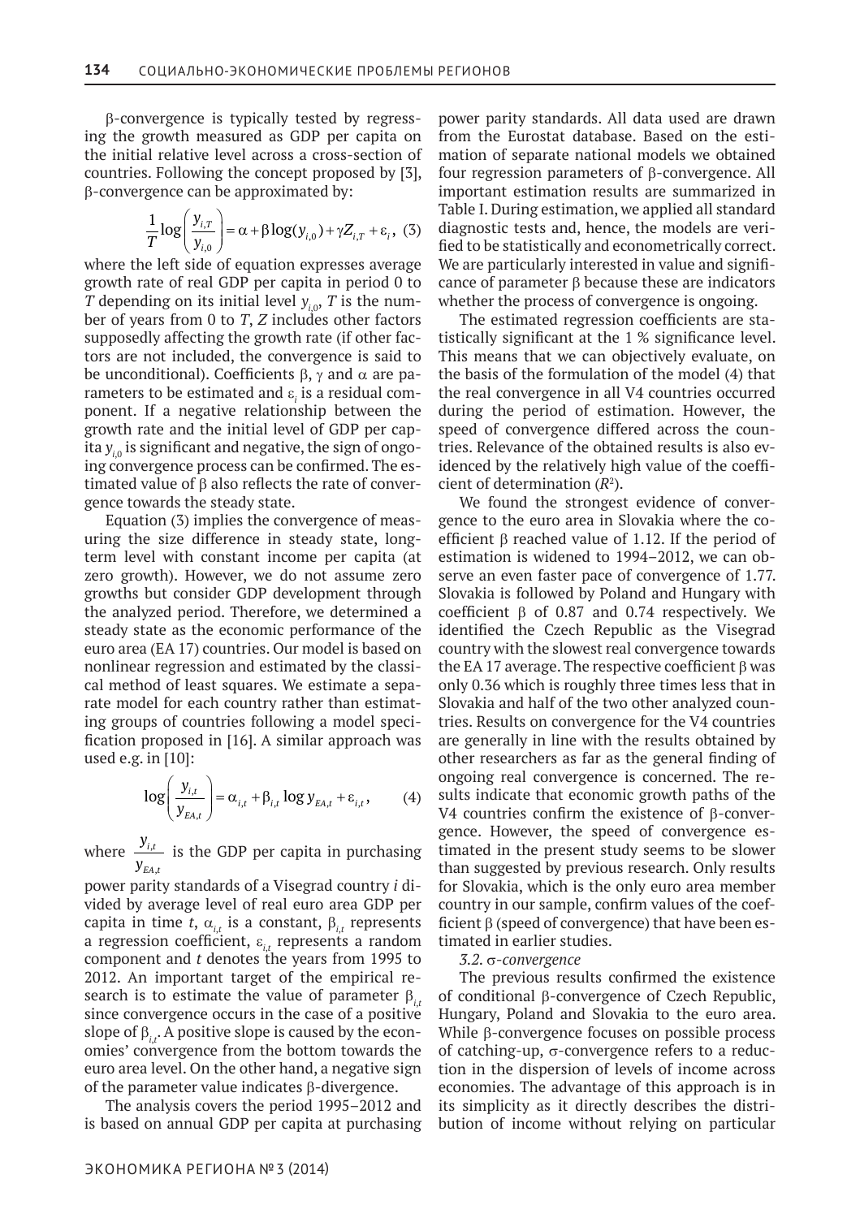β-convergence is typically tested by regressing the growth measured as GDP per capita on the initial relative level across a cross-section of countries. Following the concept proposed by [3], β-convergence can be approximated by:

$$\frac{1}{T}\log\left(\frac{y_{i,T}}{y_{i,0}}\right) = \alpha + \beta\log(y_{i,0}) + \gamma Z_{i,T} + \varepsilon_i, \quad (3)$$

where the left side of equation expresses average growth rate of real GDP per capita in period 0 to $T$ depending on its initial level $y_{i,0}$, $T$ is the number of years from 0 to $T$, $Z$ includes other factors supposedly affecting the growth rate (if other factors are not included, the convergence is said to be unconditional). Coefficients β, γ and α are parameters to be estimated and $\varepsilon_i$ is a residual component. If a negative relationship between the growth rate and the initial level of GDP per capita $y_{i,0}$ is significant and negative, the sign of ongoing convergence process can be confirmed. The estimated value of β also reflects the rate of convergence towards the steady state.

Equation (3) implies the convergence of measuring the size difference in steady state, long-term level with constant income per capita (at zero growth). However, we do not assume zero growths but consider GDP development through the analyzed period. Therefore, we determined a steady state as the economic performance of the euro area (EA 17) countries. Our model is based on nonlinear regression and estimated by the classical method of least squares. We estimate a separate model for each country rather than estimating groups of countries following a model specification proposed in [16]. A similar approach was used e.g. in [10]:

$$\log\left(\frac{y_{i,t}}{y_{EA,t}}\right) = \alpha_{i,t} + \beta_{i,t}\log y_{EA,t} + \varepsilon_{i,t}, \quad (4)$$

where $\frac{y_{i,t}}{y_{EA,t}}$ is the GDP per capita in purchasing power parity standards of a Visegrad country $i$ divided by average level of real euro area GDP per capita in time $t$, $\alpha_{i,t}$ is a constant, $\beta_{i,t}$ represents a regression coefficient, $\varepsilon_{i,t}$ represents a random component and $t$ denotes the years from 1995 to 2012. An important target of the empirical research is to estimate the value of parameter $\beta_{i,t}$ since convergence occurs in the case of a positive slope of $\beta_{i,t}$. A positive slope is caused by the economies' convergence from the bottom towards the euro area level. On the other hand, a negative sign of the parameter value indicates β-divergence.

The analysis covers the period 1995–2012 and is based on annual GDP per capita at purchasing power parity standards. All data used are drawn from the Eurostat database. Based on the estimation of separate national models we obtained four regression parameters of β-convergence. All important estimation results are summarized in Table I. During estimation, we applied all standard diagnostic tests and, hence, the models are verified to be statistically and econometrically correct. We are particularly interested in value and significance of parameter β because these are indicators whether the process of convergence is ongoing.

The estimated regression coefficients are statistically significant at the 1 % significance level. This means that we can objectively evaluate, on the basis of the formulation of the model (4) that the real convergence in all V4 countries occurred during the period of estimation. However, the speed of convergence differed across the countries. Relevance of the obtained results is also evidenced by the relatively high value of the coefficient of determination ($R^2$).

We found the strongest evidence of convergence to the euro area in Slovakia where the coefficient β reached value of 1.12. If the period of estimation is widened to 1994–2012, we can observe an even faster pace of convergence of 1.77. Slovakia is followed by Poland and Hungary with coefficient β of 0.87 and 0.74 respectively. We identified the Czech Republic as the Visegrad country with the slowest real convergence towards the EA 17 average. The respective coefficient β was only 0.36 which is roughly three times less that in Slovakia and half of the two other analyzed countries. Results on convergence for the V4 countries are generally in line with the results obtained by other researchers as far as the general finding of ongoing real convergence is concerned. The results indicate that economic growth paths of the V4 countries confirm the existence of β-convergence. However, the speed of convergence estimated in the present study seems to be slower than suggested by previous research. Only results for Slovakia, which is the only euro area member country in our sample, confirm values of the coefficient β (speed of convergence) that have been estimated in earlier studies.

*3.2. σ-convergence*

The previous results confirmed the existence of conditional β-convergence of Czech Republic, Hungary, Poland and Slovakia to the euro area. While β-convergence focuses on possible process of catching-up, σ-convergence refers to a reduction in the dispersion of levels of income across economies. The advantage of this approach is in its simplicity as it directly describes the distribution of income without relying on particular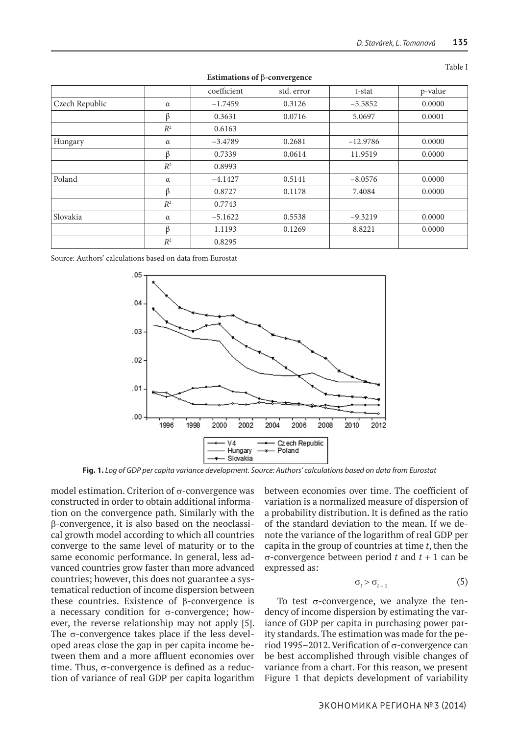Table I

**Estimations of β-convergence**

| | | coefficient | std. error | t-stat | p-value |
|---|---|---|---|---|---|
| Czech Republic | α | −1.7459 | 0.3126 | −5.5852 | 0.0000 |
| | β | 0.3631 | 0.0716 | 5.0697 | 0.0001 |
| | $R^2$ | 0.6163 | | | |
| Hungary | α | −3.4789 | 0.2681 | −12.9786 | 0.0000 |
| | β | 0.7339 | 0.0614 | 11.9519 | 0.0000 |
| | $R^2$ | 0.8993 | | | |
| Poland | α | −4.1427 | 0.5141 | −8.0576 | 0.0000 |
| | β | 0.8727 | 0.1178 | 7.4084 | 0.0000 |
| | $R^2$ | 0.7743 | | | |
| Slovakia | α | −5.1622 | 0.5538 | −9.3219 | 0.0000 |
| | β | 1.1193 | 0.1269 | 8.8221 | 0.0000 |
| | $R^2$ | 0.8295 | | | |

Source: Authors' calculations based on data from Eurostat

**Fig. 1.** *Log of GDP per capita variance development. Source: Authors' calculations based on data from Eurostat*

model estimation. Criterion of σ-convergence was constructed in order to obtain additional information on the convergence path. Similarly with the β-convergence, it is also based on the neoclassical growth model according to which all countries converge to the same level of maturity or to the same economic performance. In general, less advanced countries grow faster than more advanced countries; however, this does not guarantee a systematical reduction of income dispersion between these countries. Existence of β-convergence is a necessary condition for σ-convergence; however, the reverse relationship may not apply [5]. The σ-convergence takes place if the less developed areas close the gap in per capita income between them and a more affluent economies over time. Thus, σ-convergence is defined as a reduction of variance of real GDP per capita logarithm between economies over time. The coefficient of variation is a normalized measure of dispersion of a probability distribution. It is defined as the ratio of the standard deviation to the mean. If we denote the variance of the logarithm of real GDP per capita in the group of countries at time $t$, then the σ-convergence between period $t$ and $t + 1$ can be expressed as:

$$\sigma_t > \sigma_{t+1} \tag{5}$$

To test σ-convergence, we analyze the tendency of income dispersion by estimating the variance of GDP per capita in purchasing power parity standards. The estimation was made for the period 1995–2012. Verification of σ-convergence can be best accomplished through visible changes of variance from a chart. For this reason, we present Figure 1 that depicts development of variability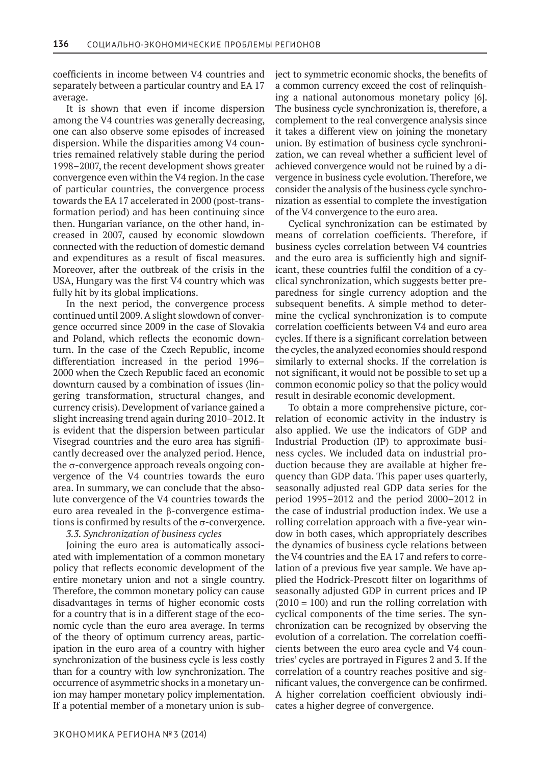coefficients in income between V4 countries and separately between a particular country and EA 17 average.

It is shown that even if income dispersion among the V4 countries was generally decreasing, one can also observe some episodes of increased dispersion. While the disparities among V4 countries remained relatively stable during the period 1998–2007, the recent development shows greater convergence even within the V4 region. In the case of particular countries, the convergence process towards the EA 17 accelerated in 2000 (post-transformation period) and has been continuing since then. Hungarian variance, on the other hand, increased in 2007, caused by economic slowdown connected with the reduction of domestic demand and expenditures as a result of fiscal measures. Moreover, after the outbreak of the crisis in the USA, Hungary was the first V4 country which was fully hit by its global implications.

In the next period, the convergence process continued until 2009. A slight slowdown of convergence occurred since 2009 in the case of Slovakia and Poland, which reflects the economic downturn. In the case of the Czech Republic, income differentiation increased in the period 1996–2000 when the Czech Republic faced an economic downturn caused by a combination of issues (lingering transformation, structural changes, and currency crisis). Development of variance gained a slight increasing trend again during 2010–2012. It is evident that the dispersion between particular Visegrad countries and the euro area has significantly decreased over the analyzed period. Hence, the σ-convergence approach reveals ongoing convergence of the V4 countries towards the euro area. In summary, we can conclude that the absolute convergence of the V4 countries towards the euro area revealed in the β-convergence estimations is confirmed by results of the σ-convergence.

*3.3. Synchronization of business cycles*

Joining the euro area is automatically associated with implementation of a common monetary policy that reflects economic development of the entire monetary union and not a single country. Therefore, the common monetary policy can cause disadvantages in terms of higher economic costs for a country that is in a different stage of the economic cycle than the euro area average. In terms of the theory of optimum currency areas, participation in the euro area of a country with higher synchronization of the business cycle is less costly than for a country with low synchronization. The occurrence of asymmetric shocks in a monetary union may hamper monetary policy implementation. If a potential member of a monetary union is subject to symmetric economic shocks, the benefits of a common currency exceed the cost of relinquishing a national autonomous monetary policy [6]. The business cycle synchronization is, therefore, a complement to the real convergence analysis since it takes a different view on joining the monetary union. By estimation of business cycle synchronization, we can reveal whether a sufficient level of achieved convergence would not be ruined by a divergence in business cycle evolution. Therefore, we consider the analysis of the business cycle synchronization as essential to complete the investigation of the V4 convergence to the euro area.

Cyclical synchronization can be estimated by means of correlation coefficients. Therefore, if business cycles correlation between V4 countries and the euro area is sufficiently high and significant, these countries fulfil the condition of a cyclical synchronization, which suggests better preparedness for single currency adoption and the subsequent benefits. A simple method to determine the cyclical synchronization is to compute correlation coefficients between V4 and euro area cycles. If there is a significant correlation between the cycles, the analyzed economies should respond similarly to external shocks. If the correlation is not significant, it would not be possible to set up a common economic policy so that the policy would result in desirable economic development.

To obtain a more comprehensive picture, correlation of economic activity in the industry is also applied. We use the indicators of GDP and Industrial Production (IP) to approximate business cycles. We included data on industrial production because they are available at higher frequency than GDP data. This paper uses quarterly, seasonally adjusted real GDP data series for the period 1995–2012 and the period 2000–2012 in the case of industrial production index. We use a rolling correlation approach with a five-year window in both cases, which appropriately describes the dynamics of business cycle relations between the V4 countries and the EA 17 and refers to correlation of a previous five year sample. We have applied the Hodrick-Prescott filter on logarithms of seasonally adjusted GDP in current prices and IP (2010 = 100) and run the rolling correlation with cyclical components of the time series. The synchronization can be recognized by observing the evolution of a correlation. The correlation coefficients between the euro area cycle and V4 countries' cycles are portrayed in Figures 2 and 3. If the correlation of a country reaches positive and significant values, the convergence can be confirmed. A higher correlation coefficient obviously indicates a higher degree of convergence.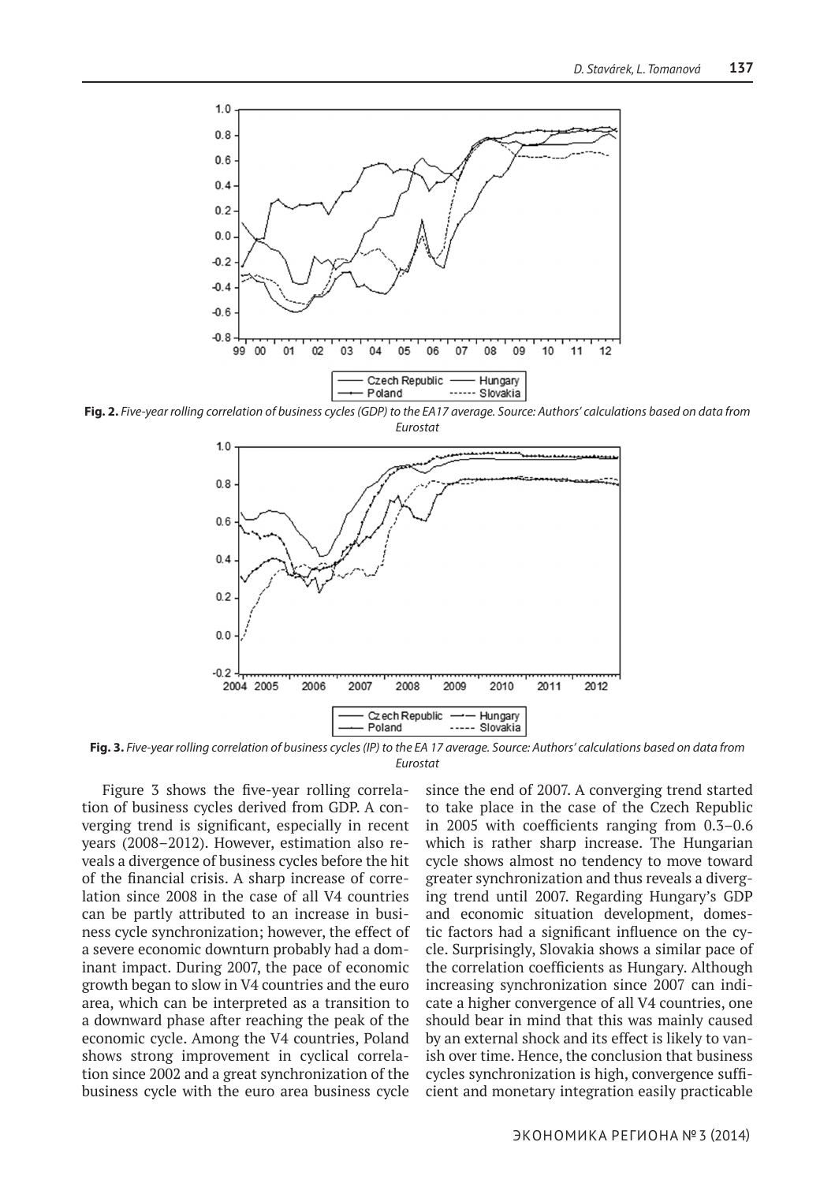**Fig. 2.** *Five-year rolling correlation of business cycles (GDP) to the EA17 average. Source: Authors' calculations based on data from Eurostat*

**Fig. 3.** *Five-year rolling correlation of business cycles (IP) to the EA 17 average. Source: Authors' calculations based on data from Eurostat*

Figure 3 shows the five-year rolling correlation of business cycles derived from GDP. A converging trend is significant, especially in recent years (2008–2012). However, estimation also reveals a divergence of business cycles before the hit of the financial crisis. A sharp increase of correlation since 2008 in the case of all V4 countries can be partly attributed to an increase in business cycle synchronization; however, the effect of a severe economic downturn probably had a dominant impact. During 2007, the pace of economic growth began to slow in V4 countries and the euro area, which can be interpreted as a transition to a downward phase after reaching the peak of the economic cycle. Among the V4 countries, Poland shows strong improvement in cyclical correlation since 2002 and a great synchronization of the business cycle with the euro area business cycle since the end of 2007. A converging trend started to take place in the case of the Czech Republic in 2005 with coefficients ranging from 0.3–0.6 which is rather sharp increase. The Hungarian cycle shows almost no tendency to move toward greater synchronization and thus reveals a diverging trend until 2007. Regarding Hungary's GDP and economic situation development, domestic factors had a significant influence on the cycle. Surprisingly, Slovakia shows a similar pace of the correlation coefficients as Hungary. Although increasing synchronization since 2007 can indicate a higher convergence of all V4 countries, one should bear in mind that this was mainly caused by an external shock and its effect is likely to vanish over time. Hence, the conclusion that business cycles synchronization is high, convergence sufficient and monetary integration easily practicable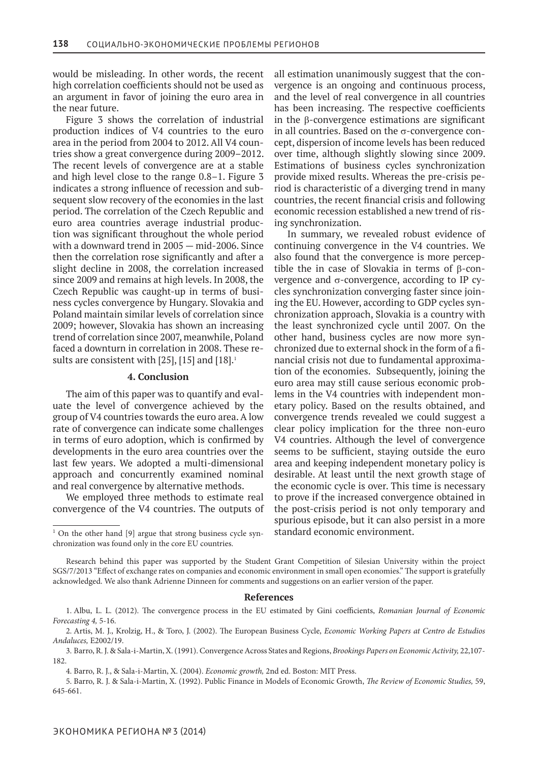would be misleading. In other words, the recent high correlation coefficients should not be used as an argument in favor of joining the euro area in the near future.

Figure 3 shows the correlation of industrial production indices of V4 countries to the euro area in the period from 2004 to 2012. All V4 countries show a great convergence during 2009–2012. The recent levels of convergence are at a stable and high level close to the range 0.8–1. Figure 3 indicates a strong influence of recession and subsequent slow recovery of the economies in the last period. The correlation of the Czech Republic and euro area countries average industrial production was significant throughout the whole period with a downward trend in 2005 — mid-2006. Since then the correlation rose significantly and after a slight decline in 2008, the correlation increased since 2009 and remains at high levels. In 2008, the Czech Republic was caught-up in terms of business cycles convergence by Hungary. Slovakia and Poland maintain similar levels of correlation since 2009; however, Slovakia has shown an increasing trend of correlation since 2007, meanwhile, Poland faced a downturn in correlation in 2008. These results are consistent with [25], [15] and [18].[1]

## 4. Conclusion

The aim of this paper was to quantify and evaluate the level of convergence achieved by the group of V4 countries towards the euro area. A low rate of convergence can indicate some challenges in terms of euro adoption, which is confirmed by developments in the euro area countries over the last few years. We adopted a multi-dimensional approach and concurrently examined nominal and real convergence by alternative methods.

We employed three methods to estimate real convergence of the V4 countries. The outputs of all estimation unanimously suggest that the convergence is an ongoing and continuous process, and the level of real convergence in all countries has been increasing. The respective coefficients in the β-convergence estimations are significant in all countries. Based on the σ-convergence concept, dispersion of income levels has been reduced over time, although slightly slowing since 2009. Estimations of business cycles synchronization provide mixed results. Whereas the pre-crisis period is characteristic of a diverging trend in many countries, the recent financial crisis and following economic recession established a new trend of rising synchronization.

In summary, we revealed robust evidence of continuing convergence in the V4 countries. We also found that the convergence is more perceptible the in case of Slovakia in terms of β-convergence and σ-convergence, according to IP cycles synchronization converging faster since joining the EU. However, according to GDP cycles synchronization approach, Slovakia is a country with the least synchronized cycle until 2007. On the other hand, business cycles are now more synchronized due to external shock in the form of a financial crisis not due to fundamental approximation of the economies. Subsequently, joining the euro area may still cause serious economic problems in the V4 countries with independent monetary policy. Based on the results obtained, and convergence trends revealed we could suggest a clear policy implication for the three non-euro V4 countries. Although the level of convergence seems to be sufficient, staying outside the euro area and keeping independent monetary policy is desirable. At least until the next growth stage of the economic cycle is over. This time is necessary to prove if the increased convergence obtained in the post-crisis period is not only temporary and spurious episode, but it can also persist in a more standard economic environment.

[1] On the other hand [9] argue that strong business cycle synchronization was found only in the core EU countries.

Research behind this paper was supported by the Student Grant Competition of Silesian University within the project SGS/7/2013 "Effect of exchange rates on companies and economic environment in small open economies." The support is gratefully acknowledged. We also thank Adrienne Dinneen for comments and suggestions on an earlier version of the paper.

## References

1. Albu, L. L. (2012). The convergence process in the EU estimated by Gini coefficients, *Romanian Journal of Economic Forecasting 4,* 5-16.

2. Artis, M. J., Krolzig, H., & Toro, J. (2002). The European Business Cycle, *Economic Working Papers at Centro de Estudios Andaluces,* E2002/19.

3. Barro, R. J. & Sala-i-Martin, X. (1991). Convergence Across States and Regions, *Brookings Papers on Economic Activity,* 22,107-182.

4. Barro, R. J., & Sala-i-Martin, X. (2004). *Economic growth,* 2nd ed. Boston: MIT Press.

5. Barro, R. J. & Sala-i-Martin, X. (1992). Public Finance in Models of Economic Growth, *The Review of Economic Studies,* 59, 645-661.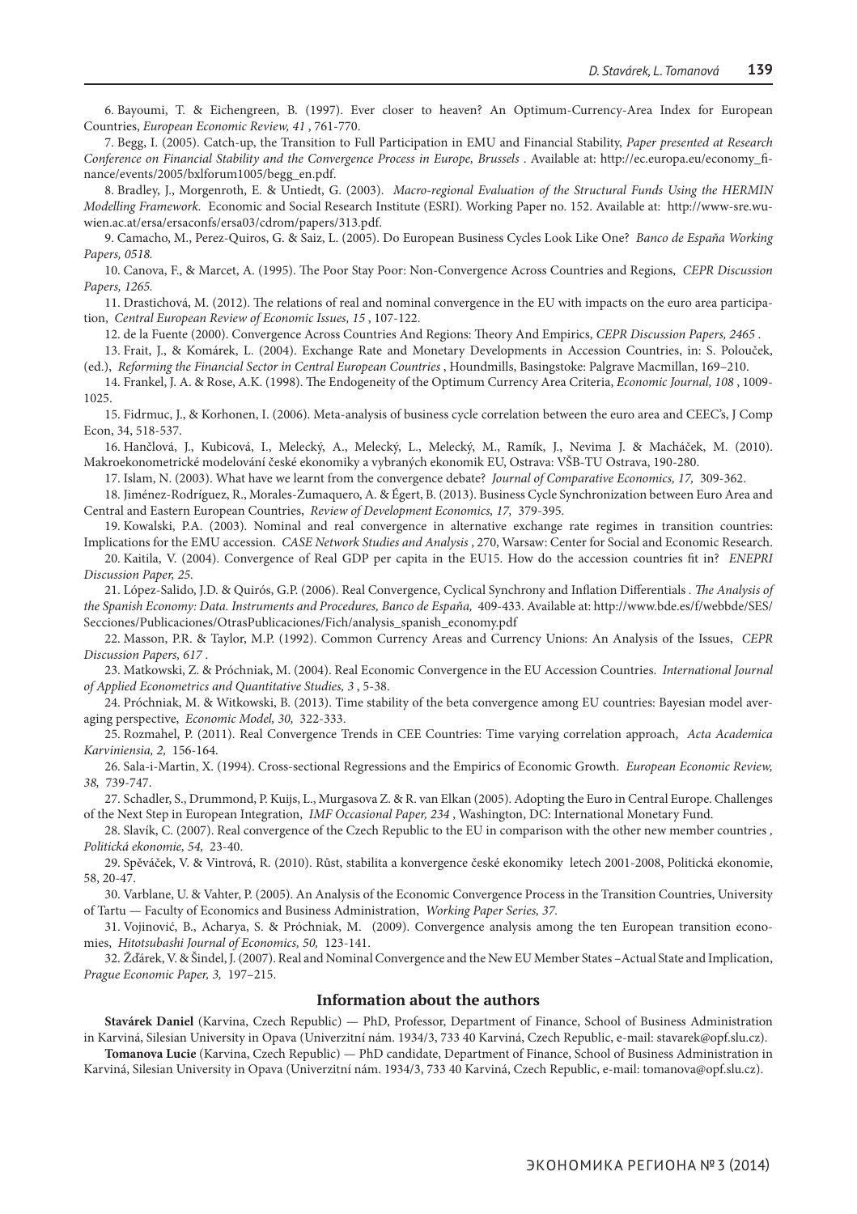6. Bayoumi, T. & Eichengreen, B. (1997). Ever closer to heaven? An Optimum-Currency-Area Index for European Countries, *European Economic Review, 41* , 761-770.

7. Begg, I. (2005). Catch-up, the Transition to Full Participation in EMU and Financial Stability, *Paper presented at Research Conference on Financial Stability and the Convergence Process in Europe, Brussels* . Available at: http://ec.europa.eu/economy_finance/events/2005/bxlforum1005/begg_en.pdf.

8. Bradley, J., Morgenroth, E. & Untiedt, G. (2003). *Macro-regional Evaluation of the Structural Funds Using the HERMIN Modelling Framework.* Economic and Social Research Institute (ESRI). Working Paper no. 152. Available at: http://www-sre.wu-wien.ac.at/ersa/ersaconfs/ersa03/cdrom/papers/313.pdf.

9. Camacho, M., Perez-Quiros, G. & Saiz, L. (2005). Do European Business Cycles Look Like One? *Banco de España Working Papers, 0518.*

10. Canova, F., & Marcet, A. (1995). The Poor Stay Poor: Non-Convergence Across Countries and Regions, *CEPR Discussion Papers, 1265.*

11. Drastichová, M. (2012). The relations of real and nominal convergence in the EU with impacts on the euro area participation, *Central European Review of Economic Issues, 15* , 107-122.

12. de la Fuente (2000). Convergence Across Countries And Regions: Theory And Empirics, *CEPR Discussion Papers, 2465* .

13. Frait, J., & Komárek, L. (2004). Exchange Rate and Monetary Developments in Accession Countries, in: S. Polouček, (ed.), *Reforming the Financial Sector in Central European Countries* , Houndmills, Basingstoke: Palgrave Macmillan, 169–210.

14. Frankel, J. A. & Rose, A.K. (1998). The Endogeneity of the Optimum Currency Area Criteria, *Economic Journal, 108* , 1009-1025.

15. Fidrmuc, J., & Korhonen, I. (2006). Meta-analysis of business cycle correlation between the euro area and CEEC's, J Comp Econ, 34, 518-537.

16. Hančlová, J., Kubicová, I., Melecký, A., Melecký, L., Melecký, M., Ramík, J., Nevima J. & Macháček, M. (2010). Makroekonometrické modelování české ekonomiky a vybraných ekonomik EU, Ostrava: VŠB-TU Ostrava, 190-280.

17. Islam, N. (2003). What have we learnt from the convergence debate? *Journal of Comparative Economics, 17,* 309-362.

18. Jiménez-Rodríguez, R., Morales-Zumaquero, A. & Égert, B. (2013). Business Cycle Synchronization between Euro Area and Central and Eastern European Countries, *Review of Development Economics, 17,* 379-395.

19. Kowalski, P.A. (2003). Nominal and real convergence in alternative exchange rate regimes in transition countries: Implications for the EMU accession. *CASE Network Studies and Analysis* , 270, Warsaw: Center for Social and Economic Research.

20. Kaitila, V. (2004). Convergence of Real GDP per capita in the EU15. How do the accession countries fit in? *ENEPRI Discussion Paper, 25.*

21. López-Salido, J.D. & Quirós, G.P. (2006). Real Convergence, Cyclical Synchrony and Inflation Differentials . *The Analysis of the Spanish Economy: Data. Instruments and Procedures, Banco de España,* 409-433. Available at: http://www.bde.es/f/webbde/SES/Secciones/Publicaciones/OtrasPublicaciones/Fich/analysis_spanish_economy.pdf

22. Masson, P.R. & Taylor, M.P. (1992). Common Currency Areas and Currency Unions: An Analysis of the Issues, *CEPR Discussion Papers, 617* .

23. Matkowski, Z. & Próchniak, M. (2004). Real Economic Convergence in the EU Accession Countries. *International Journal of Applied Econometrics and Quantitative Studies, 3* , 5-38.

24. Próchniak, M. & Witkowski, B. (2013). Time stability of the beta convergence among EU countries: Bayesian model averaging perspective, *Economic Model, 30,* 322-333.

25. Rozmahel, P. (2011). Real Convergence Trends in CEE Countries: Time varying correlation approach, *Acta Academica Karviniensia, 2,* 156-164.

26. Sala-i-Martin, X. (1994). Cross-sectional Regressions and the Empirics of Economic Growth. *European Economic Review, 38,* 739-747.

27. Schadler, S., Drummond, P. Kuijs, L., Murgasova Z. & R. van Elkan (2005). Adopting the Euro in Central Europe. Challenges of the Next Step in European Integration, *IMF Occasional Paper, 234* , Washington, DC: International Monetary Fund.

28. Slavík, C. (2007). Real convergence of the Czech Republic to the EU in comparison with the other new member countries *, Politická ekonomie, 54,* 23-40.

29. Spěváček, V. & Vintrová, R. (2010). Růst, stabilita a konvergence české ekonomiky letech 2001-2008, Politická ekonomie, 58, 20-47.

30. Varblane, U. & Vahter, P. (2005). An Analysis of the Economic Convergence Process in the Transition Countries, University of Tartu — Faculty of Economics and Business Administration, *Working Paper Series, 37.*

31. Vojinović, B., Acharya, S. & Próchniak, M. (2009). Convergence analysis among the ten European transition economies, *Hitotsubashi Journal of Economics, 50,* 123-141.

32. Žďárek, V. & Šindel, J. (2007). Real and Nominal Convergence and the New EU Member States –Actual State and Implication, *Prague Economic Paper, 3,* 197–215.

## Information about the authors

**Stavárek Daniel** (Karvina, Czech Republic) — PhD, Professor, Department of Finance, School of Business Administration in Karviná, Silesian University in Opava (Univerzitní nám. 1934/3, 733 40 Karviná, Czech Republic, e-mail: stavarek@opf.slu.cz).

**Tomanova Lucie** (Karvina, Czech Republic) — PhD candidate, Department of Finance, School of Business Administration in Karviná, Silesian University in Opava (Univerzitní nám. 1934/3, 733 40 Karviná, Czech Republic, e-mail: tomanova@opf.slu.cz).